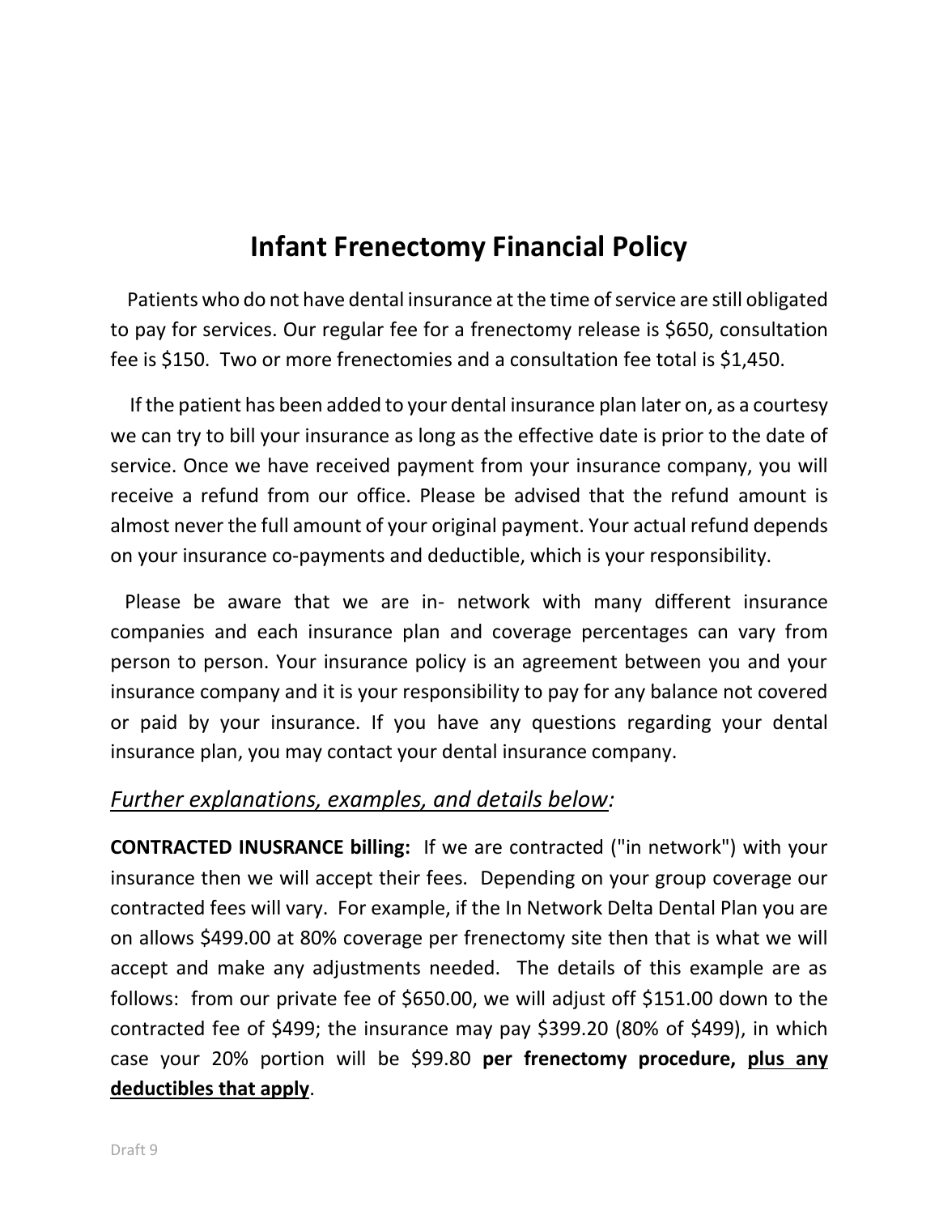# Infant Frenectomy Financial Policy

Patients who do not have dental insurance at the time of service are still obligated to pay for services. Our regular fee for a frenectomy release is $650, consultation fee is $150. Two or more frenectomies and a consultation fee total is $1,450.

If the patient has been added to your dental insurance plan later on, as a courtesy we can try to bill your insurance as long as the effective date is prior to the date of service. Once we have received payment from your insurance company, you will receive a refund from our office. Please be advised that the refund amount is almost never the full amount of your original payment. Your actual refund depends on your insurance co-payments and deductible, which is your responsibility.

Please be aware that we are in- network with many different insurance companies and each insurance plan and coverage percentages can vary from person to person. Your insurance policy is an agreement between you and your insurance company and it is your responsibility to pay for any balance not covered or paid by your insurance. If you have any questions regarding your dental insurance plan, you may contact your dental insurance company.

## *Further explanations, examples, and details below:*

**CONTRACTED INUSRANCE billing:** If we are contracted ("in network") with your insurance then we will accept their fees. Depending on your group coverage our contracted fees will vary. For example, if the In Network Delta Dental Plan you are on allows $499.00 at 80% coverage per frenectomy site then that is what we will accept and make any adjustments needed. The details of this example are as follows: from our private fee of $650.00, we will adjust off $151.00 down to the contracted fee of $499; the insurance may pay $399.20 (80% of $499), in which case your 20% portion will be $99.80 **per frenectomy procedure, plus any deductibles that apply**.

Draft 9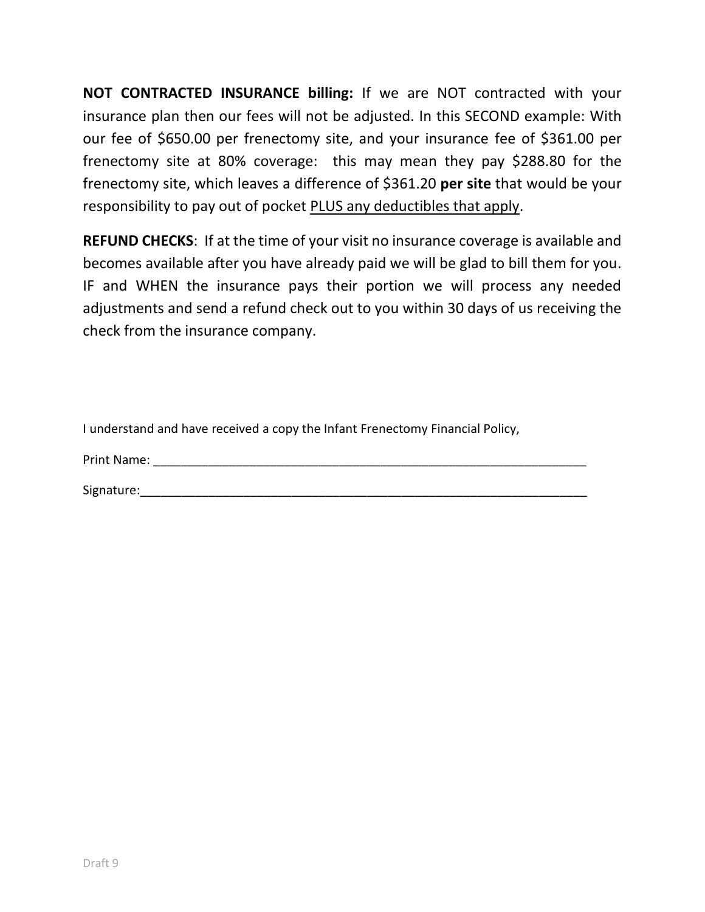**NOT CONTRACTED INSURANCE billing:** If we are NOT contracted with your insurance plan then our fees will not be adjusted. In this SECOND example: With our fee of $650.00 per frenectomy site, and your insurance fee of $361.00 per frenectomy site at 80% coverage: this may mean they pay $288.80 for the frenectomy site, which leaves a difference of $361.20 **per site** that would be your responsibility to pay out of pocket <u>PLUS any deductibles that apply</u>.

**REFUND CHECKS**: If at the time of your visit no insurance coverage is available and becomes available after you have already paid we will be glad to bill them for you. IF and WHEN the insurance pays their portion we will process any needed adjustments and send a refund check out to you within 30 days of us receiving the check from the insurance company.

I understand and have received a copy the Infant Frenectomy Financial Policy,

Print Name: ______________________________________________________________

Signature:________________________________________________________________

Draft 9